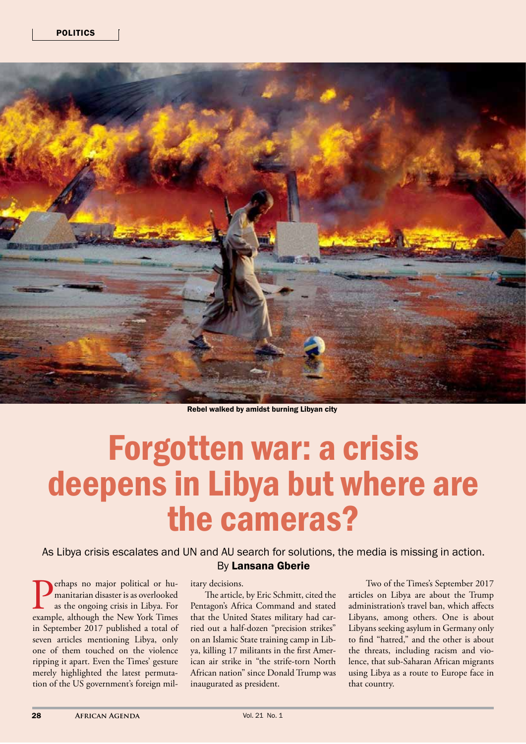POLITICS

Rebel walked by amidst burning Libyan city

# Forgotten war: a crisis deepens in Libya but where are the cameras?

As Libya crisis escalates and UN and AU search for solutions, the media is missing in action.

By **Lansana Gberie**

Perhaps no major political or humanitarian disaster is as overlooked as the ongoing crisis in Libya. For example, although the New York Times in September 2017 published a total of seven articles mentioning Libya, only one of them touched on the violence ripping it apart. Even the Times' gesture merely highlighted the latest permutation of the US government's foreign military decisions.

The article, by Eric Schmitt, cited the Pentagon's Africa Command and stated that the United States military had carried out a half-dozen "precision strikes" on an Islamic State training camp in Libya, killing 17 militants in the first American air strike in "the strife-torn North African nation" since Donald Trump was inaugurated as president.

Two of the Times's September 2017 articles on Libya are about the Trump administration's travel ban, which affects Libyans, among others. One is about Libyans seeking asylum in Germany only to find "hatred," and the other is about the threats, including racism and violence, that sub-Saharan African migrants using Libya as a route to Europe face in that country.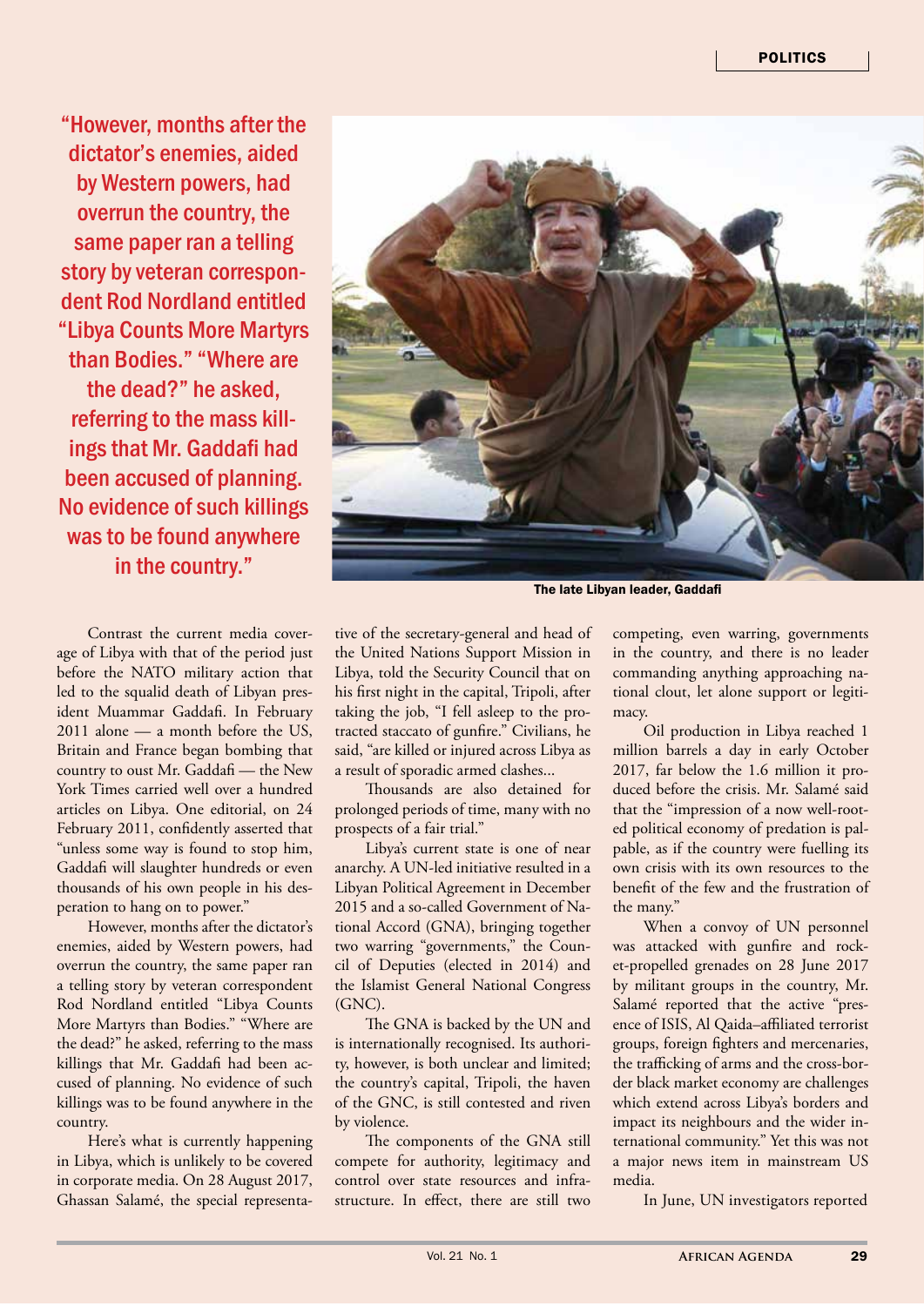"However, months after the dictator's enemies, aided by Western powers, had overrun the country, the same paper ran a telling story by veteran correspondent Rod Nordland entitled "Libya Counts More Martyrs than Bodies." "Where are the dead?" he asked, referring to the mass killings that Mr. Gaddafi had been accused of planning. No evidence of such killings was to be found anywhere in the country."

The late Libyan leader, Gaddafi

Contrast the current media coverage of Libya with that of the period just before the NATO military action that led to the squalid death of Libyan president Muammar Gaddafi. In February 2011 alone — a month before the US, Britain and France began bombing that country to oust Mr. Gaddafi — the New York Times carried well over a hundred articles on Libya. One editorial, on 24 February 2011, confidently asserted that "unless some way is found to stop him, Gaddafi will slaughter hundreds or even thousands of his own people in his desperation to hang on to power."

However, months after the dictator's enemies, aided by Western powers, had overrun the country, the same paper ran a telling story by veteran correspondent Rod Nordland entitled "Libya Counts More Martyrs than Bodies." "Where are the dead?" he asked, referring to the mass killings that Mr. Gaddafi had been accused of planning. No evidence of such killings was to be found anywhere in the country.

Here's what is currently happening in Libya, which is unlikely to be covered in corporate media. On 28 August 2017, Ghassan Salamé, the special representative of the secretary-general and head of the United Nations Support Mission in Libya, told the Security Council that on his first night in the capital, Tripoli, after taking the job, "I fell asleep to the protracted staccato of gunfire." Civilians, he said, "are killed or injured across Libya as a result of sporadic armed clashes...

Thousands are also detained for prolonged periods of time, many with no prospects of a fair trial."

Libya's current state is one of near anarchy. A UN-led initiative resulted in a Libyan Political Agreement in December 2015 and a so-called Government of National Accord (GNA), bringing together two warring "governments," the Council of Deputies (elected in 2014) and the Islamist General National Congress (GNC).

The GNA is backed by the UN and is internationally recognised. Its authority, however, is both unclear and limited; the country's capital, Tripoli, the haven of the GNC, is still contested and riven by violence.

The components of the GNA still compete for authority, legitimacy and control over state resources and infrastructure. In effect, there are still two competing, even warring, governments in the country, and there is no leader commanding anything approaching national clout, let alone support or legitimacy.

Oil production in Libya reached 1 million barrels a day in early October 2017, far below the 1.6 million it produced before the crisis. Mr. Salamé said that the "impression of a now well-rooted political economy of predation is palpable, as if the country were fuelling its own crisis with its own resources to the benefit of the few and the frustration of the many."

When a convoy of UN personnel was attacked with gunfire and rocket-propelled grenades on 28 June 2017 by militant groups in the country, Mr. Salamé reported that the active "presence of ISIS, Al Qaida–affiliated terrorist groups, foreign fighters and mercenaries, the trafficking of arms and the cross-border black market economy are challenges which extend across Libya's borders and impact its neighbours and the wider international community." Yet this was not a major news item in mainstream US media.

In June, UN investigators reported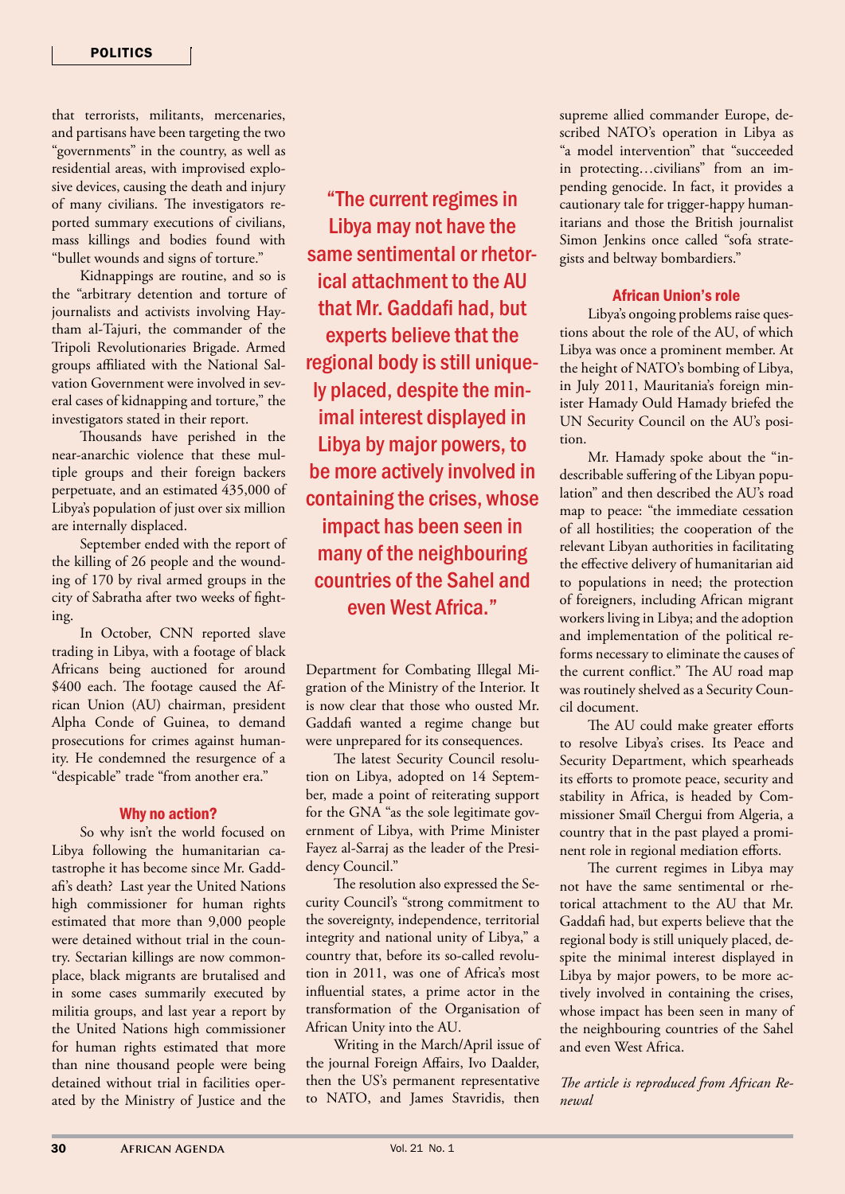that terrorists, militants, mercenaries, and partisans have been targeting the two "governments" in the country, as well as residential areas, with improvised explosive devices, causing the death and injury of many civilians. The investigators reported summary executions of civilians, mass killings and bodies found with "bullet wounds and signs of torture."

Kidnappings are routine, and so is the "arbitrary detention and torture of journalists and activists involving Haytham al-Tajuri, the commander of the Tripoli Revolutionaries Brigade. Armed groups affiliated with the National Salvation Government were involved in several cases of kidnapping and torture," the investigators stated in their report.

Thousands have perished in the near-anarchic violence that these multiple groups and their foreign backers perpetuate, and an estimated 435,000 of Libya's population of just over six million are internally displaced.

September ended with the report of the killing of 26 people and the wounding of 170 by rival armed groups in the city of Sabratha after two weeks of fighting.

In October, CNN reported slave trading in Libya, with a footage of black Africans being auctioned for around $400 each. The footage caused the African Union (AU) chairman, president Alpha Conde of Guinea, to demand prosecutions for crimes against humanity. He condemned the resurgence of a "despicable" trade "from another era."

## Why no action?

So why isn't the world focused on Libya following the humanitarian catastrophe it has become since Mr. Gaddafi's death? Last year the United Nations high commissioner for human rights estimated that more than 9,000 people were detained without trial in the country. Sectarian killings are now commonplace, black migrants are brutalised and in some cases summarily executed by militia groups, and last year a report by the United Nations high commissioner for human rights estimated that more than nine thousand people were being detained without trial in facilities operated by the Ministry of Justice and the Department for Combating Illegal Migration of the Ministry of the Interior. It is now clear that those who ousted Mr. Gaddafi wanted a regime change but were unprepared for its consequences.

> "The current regimes in Libya may not have the same sentimental or rhetorical attachment to the AU that Mr. Gaddafi had, but experts believe that the regional body is still uniquely placed, despite the minimal interest displayed in Libya by major powers, to be more actively involved in containing the crises, whose impact has been seen in many of the neighbouring countries of the Sahel and even West Africa."

The latest Security Council resolution on Libya, adopted on 14 September, made a point of reiterating support for the GNA "as the sole legitimate government of Libya, with Prime Minister Fayez al-Sarraj as the leader of the Presidency Council."

The resolution also expressed the Security Council's "strong commitment to the sovereignty, independence, territorial integrity and national unity of Libya," a country that, before its so-called revolution in 2011, was one of Africa's most influential states, a prime actor in the transformation of the Organisation of African Unity into the AU.

Writing in the March/April issue of the journal Foreign Affairs, Ivo Daalder, then the US's permanent representative to NATO, and James Stavridis, then supreme allied commander Europe, described NATO's operation in Libya as "a model intervention" that "succeeded in protecting…civilians" from an impending genocide. In fact, it provides a cautionary tale for trigger-happy humanitarians and those the British journalist Simon Jenkins once called "sofa strategists and beltway bombardiers."

## African Union's role

Libya's ongoing problems raise questions about the role of the AU, of which Libya was once a prominent member. At the height of NATO's bombing of Libya, in July 2011, Mauritania's foreign minister Hamady Ould Hamady briefed the UN Security Council on the AU's position.

Mr. Hamady spoke about the "indescribable suffering of the Libyan population" and then described the AU's road map to peace: "the immediate cessation of all hostilities; the cooperation of the relevant Libyan authorities in facilitating the effective delivery of humanitarian aid to populations in need; the protection of foreigners, including African migrant workers living in Libya; and the adoption and implementation of the political reforms necessary to eliminate the causes of the current conflict." The AU road map was routinely shelved as a Security Council document.

The AU could make greater efforts to resolve Libya's crises. Its Peace and Security Department, which spearheads its efforts to promote peace, security and stability in Africa, is headed by Commissioner Smaïl Chergui from Algeria, a country that in the past played a prominent role in regional mediation efforts.

The current regimes in Libya may not have the same sentimental or rhetorical attachment to the AU that Mr. Gaddafi had, but experts believe that the regional body is still uniquely placed, despite the minimal interest displayed in Libya by major powers, to be more actively involved in containing the crises, whose impact has been seen in many of the neighbouring countries of the Sahel and even West Africa.

*The article is reproduced from African Renewal*